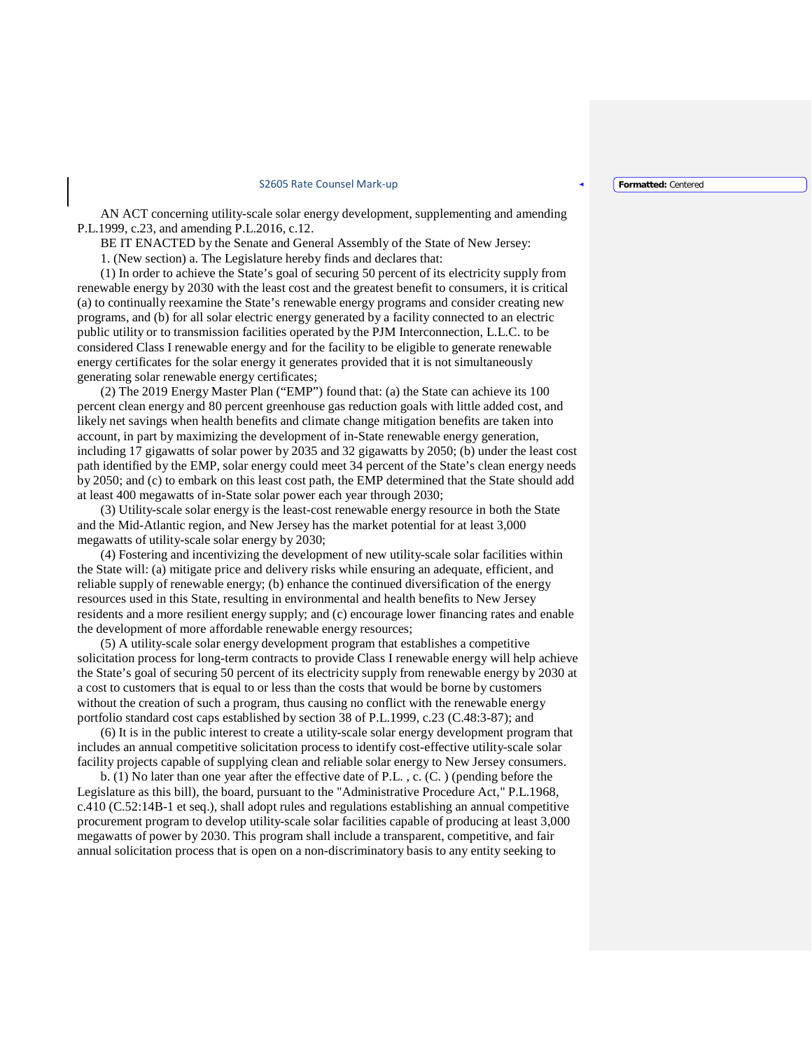AN ACT concerning utility-scale solar energy development, supplementing and amending P.L.1999, c.23, and amending P.L.2016, c.12.

BE IT ENACTED by the Senate and General Assembly of the State of New Jersey:

1. (New section) a. The Legislature hereby finds and declares that:

(1) In order to achieve the State's goal of securing 50 percent of its electricity supply from renewable energy by 2030 with the least cost and the greatest benefit to consumers, it is critical (a) to continually reexamine the State's renewable energy programs and consider creating new programs, and (b) for all solar electric energy generated by a facility connected to an electric public utility or to transmission facilities operated by the PJM Interconnection, L.L.C. to be considered Class I renewable energy and for the facility to be eligible to generate renewable energy certificates for the solar energy it generates provided that it is not simultaneously generating solar renewable energy certificates;

(2) The 2019 Energy Master Plan ("EMP") found that: (a) the State can achieve its 100 percent clean energy and 80 percent greenhouse gas reduction goals with little added cost, and likely net savings when health benefits and climate change mitigation benefits are taken into account, in part by maximizing the development of in-State renewable energy generation, including 17 gigawatts of solar power by 2035 and 32 gigawatts by 2050; (b) under the least cost path identified by the EMP, solar energy could meet 34 percent of the State's clean energy needs by 2050; and (c) to embark on this least cost path, the EMP determined that the State should add at least 400 megawatts of in-State solar power each year through 2030;

(3) Utility-scale solar energy is the least-cost renewable energy resource in both the State and the Mid-Atlantic region, and New Jersey has the market potential for at least 3,000 megawatts of utility-scale solar energy by 2030;

(4) Fostering and incentivizing the development of new utility-scale solar facilities within the State will: (a) mitigate price and delivery risks while ensuring an adequate, efficient, and reliable supply of renewable energy; (b) enhance the continued diversification of the energy resources used in this State, resulting in environmental and health benefits to New Jersey residents and a more resilient energy supply; and (c) encourage lower financing rates and enable the development of more affordable renewable energy resources;

(5) A utility-scale solar energy development program that establishes a competitive solicitation process for long-term contracts to provide Class I renewable energy will help achieve the State's goal of securing 50 percent of its electricity supply from renewable energy by 2030 at a cost to customers that is equal to or less than the costs that would be borne by customers without the creation of such a program, thus causing no conflict with the renewable energy portfolio standard cost caps established by section 38 of P.L.1999, c.23 (C.48:3-87); and

(6) It is in the public interest to create a utility-scale solar energy development program that includes an annual competitive solicitation process to identify cost-effective utility-scale solar facility projects capable of supplying clean and reliable solar energy to New Jersey consumers.

b. (1) No later than one year after the effective date of P.L. , c. (C. ) (pending before the Legislature as this bill), the board, pursuant to the "Administrative Procedure Act," P.L.1968, c.410 (C.52:14B-1 et seq.), shall adopt rules and regulations establishing an annual competitive procurement program to develop utility-scale solar facilities capable of producing at least 3,000 megawatts of power by 2030. This program shall include a transparent, competitive, and fair annual solicitation process that is open on a non-discriminatory basis to any entity seeking to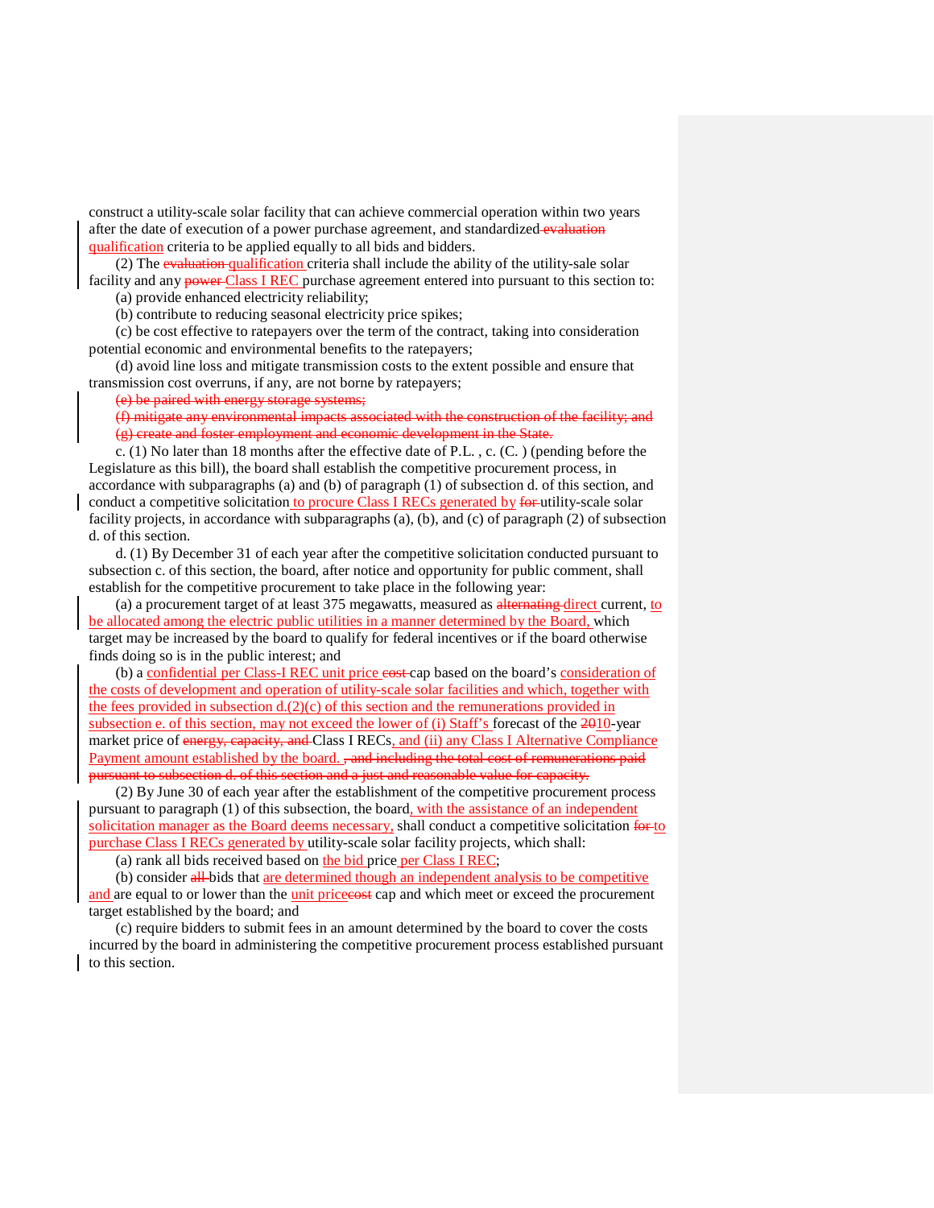construct a utility-scale solar facility that can achieve commercial operation within two years after the date of execution of a power purchase agreement, and standardized ~~evaluation~~ qualification criteria to be applied equally to all bids and bidders.

(2) The ~~evaluation~~ qualification criteria shall include the ability of the utility-sale solar facility and any ~~power~~ Class I REC purchase agreement entered into pursuant to this section to:

(a) provide enhanced electricity reliability;

(b) contribute to reducing seasonal electricity price spikes;

(c) be cost effective to ratepayers over the term of the contract, taking into consideration potential economic and environmental benefits to the ratepayers;

(d) avoid line loss and mitigate transmission costs to the extent possible and ensure that transmission cost overruns, if any, are not borne by ratepayers;

~~(e) be paired with energy storage systems;~~

~~(f) mitigate any environmental impacts associated with the construction of the facility; and~~

~~(g) create and foster employment and economic development in the State.~~

c. (1) No later than 18 months after the effective date of P.L. , c. (C. ) (pending before the Legislature as this bill), the board shall establish the competitive procurement process, in accordance with subparagraphs (a) and (b) of paragraph (1) of subsection d. of this section, and conduct a competitive solicitation to procure Class I RECs generated by ~~for~~ utility-scale solar facility projects, in accordance with subparagraphs (a), (b), and (c) of paragraph (2) of subsection d. of this section.

d. (1) By December 31 of each year after the competitive solicitation conducted pursuant to subsection c. of this section, the board, after notice and opportunity for public comment, shall establish for the competitive procurement to take place in the following year:

(a) a procurement target of at least 375 megawatts, measured as ~~alternating~~ direct current, to be allocated among the electric public utilities in a manner determined by the Board, which target may be increased by the board to qualify for federal incentives or if the board otherwise finds doing so is in the public interest; and

(b) a confidential per Class-I REC unit price ~~cost~~ cap based on the board's consideration of the costs of development and operation of utility-scale solar facilities and which, together with the fees provided in subsection d.(2)(c) of this section and the remunerations provided in subsection e. of this section, may not exceed the lower of (i) Staff's forecast of the ~~20~~10-year market price of ~~energy, capacity, and~~ Class I RECs, and (ii) any Class I Alternative Compliance Payment amount established by the board. ~~, and including the total cost of remunerations paid pursuant to subsection d. of this section and a just and reasonable value for capacity.~~

(2) By June 30 of each year after the establishment of the competitive procurement process pursuant to paragraph (1) of this subsection, the board, with the assistance of an independent solicitation manager as the Board deems necessary, shall conduct a competitive solicitation ~~for~~ to purchase Class I RECs generated by utility-scale solar facility projects, which shall:

(a) rank all bids received based on the bid price per Class I REC;

(b) consider ~~all~~ bids that are determined though an independent analysis to be competitive and are equal to or lower than the unit price~~cost~~ cap and which meet or exceed the procurement target established by the board; and

(c) require bidders to submit fees in an amount determined by the board to cover the costs incurred by the board in administering the competitive procurement process established pursuant to this section.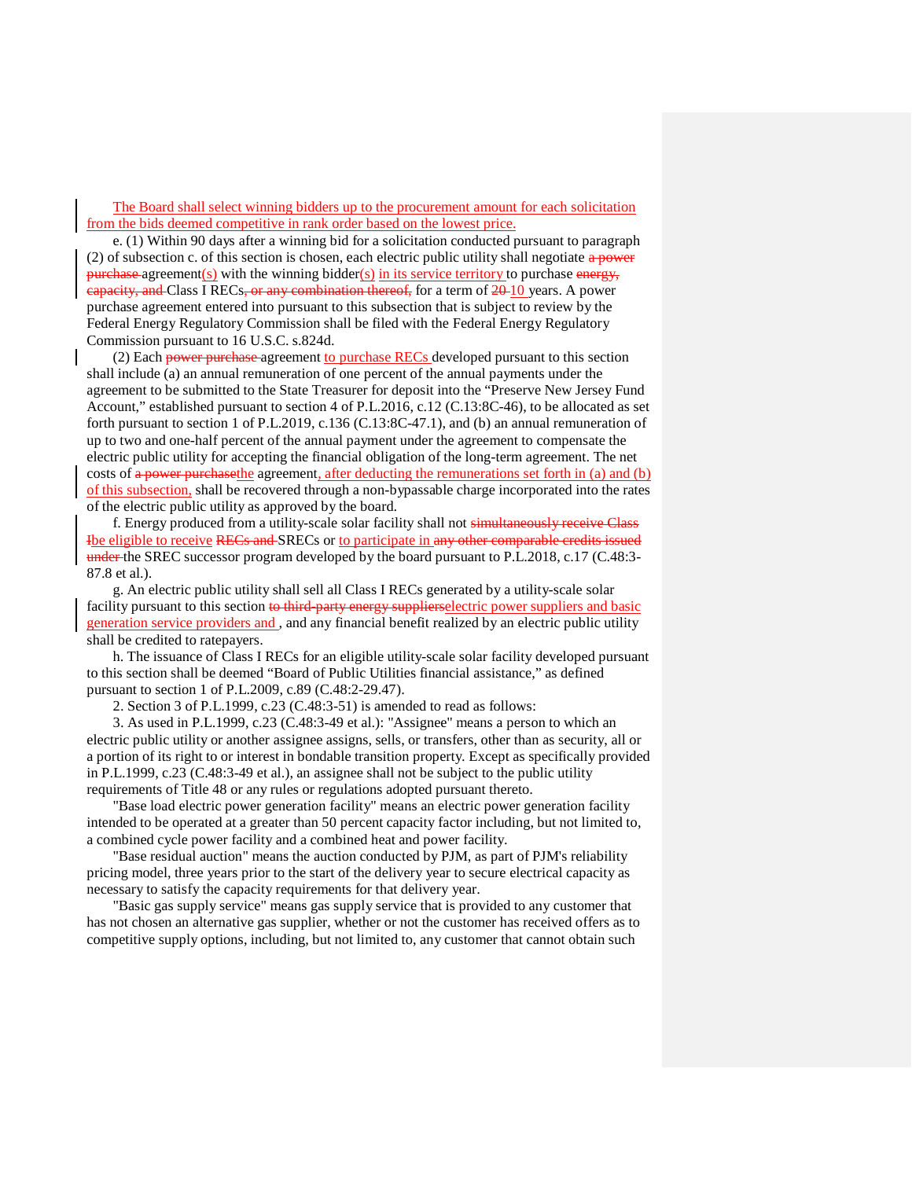The Board shall select winning bidders up to the procurement amount for each solicitation from the bids deemed competitive in rank order based on the lowest price.

e. (1) Within 90 days after a winning bid for a solicitation conducted pursuant to paragraph (2) of subsection c. of this section is chosen, each electric public utility shall negotiate ~~a power purchase~~ agreement(s) with the winning bidder(s) in its service territory to purchase ~~energy, capacity, and~~ Class I RECs~~, or any combination thereof,~~ for a term of ~~20~~ 10 years. A power purchase agreement entered into pursuant to this subsection that is subject to review by the Federal Energy Regulatory Commission shall be filed with the Federal Energy Regulatory Commission pursuant to 16 U.S.C. s.824d.

(2) Each ~~power purchase~~ agreement to purchase RECs developed pursuant to this section shall include (a) an annual remuneration of one percent of the annual payments under the agreement to be submitted to the State Treasurer for deposit into the "Preserve New Jersey Fund Account," established pursuant to section 4 of P.L.2016, c.12 (C.13:8C-46), to be allocated as set forth pursuant to section 1 of P.L.2019, c.136 (C.13:8C-47.1), and (b) an annual remuneration of up to two and one-half percent of the annual payment under the agreement to compensate the electric public utility for accepting the financial obligation of the long-term agreement. The net costs of ~~a power purchase~~the agreement, after deducting the remunerations set forth in (a) and (b) of this subsection, shall be recovered through a non-bypassable charge incorporated into the rates of the electric public utility as approved by the board.

f. Energy produced from a utility-scale solar facility shall not ~~simultaneously receive Class I~~be eligible to receive ~~RECs and~~ SRECs or to participate in ~~any other comparable credits issued under~~ the SREC successor program developed by the board pursuant to P.L.2018, c.17 (C.48:3-87.8 et al.).

g. An electric public utility shall sell all Class I RECs generated by a utility-scale solar facility pursuant to this section ~~to third-party energy suppliers~~electric power suppliers and basic generation service providers and , and any financial benefit realized by an electric public utility shall be credited to ratepayers.

h. The issuance of Class I RECs for an eligible utility-scale solar facility developed pursuant to this section shall be deemed "Board of Public Utilities financial assistance," as defined pursuant to section 1 of P.L.2009, c.89 (C.48:2-29.47).

2. Section 3 of P.L.1999, c.23 (C.48:3-51) is amended to read as follows:

3. As used in P.L.1999, c.23 (C.48:3-49 et al.): "Assignee" means a person to which an electric public utility or another assignee assigns, sells, or transfers, other than as security, all or a portion of its right to or interest in bondable transition property. Except as specifically provided in P.L.1999, c.23 (C.48:3-49 et al.), an assignee shall not be subject to the public utility requirements of Title 48 or any rules or regulations adopted pursuant thereto.

"Base load electric power generation facility" means an electric power generation facility intended to be operated at a greater than 50 percent capacity factor including, but not limited to, a combined cycle power facility and a combined heat and power facility.

"Base residual auction" means the auction conducted by PJM, as part of PJM's reliability pricing model, three years prior to the start of the delivery year to secure electrical capacity as necessary to satisfy the capacity requirements for that delivery year.

"Basic gas supply service" means gas supply service that is provided to any customer that has not chosen an alternative gas supplier, whether or not the customer has received offers as to competitive supply options, including, but not limited to, any customer that cannot obtain such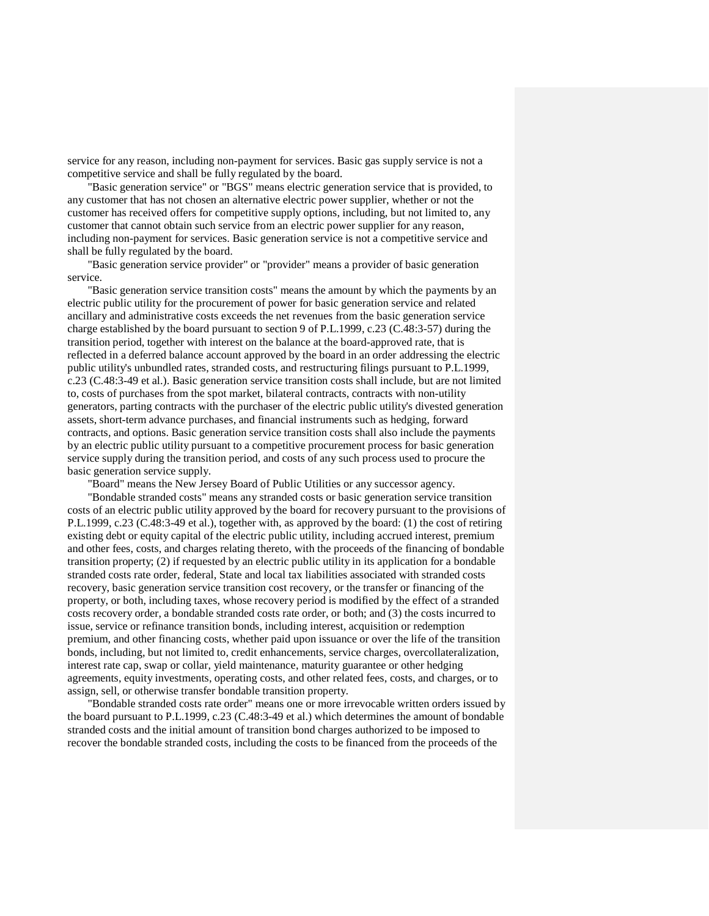service for any reason, including non-payment for services. Basic gas supply service is not a competitive service and shall be fully regulated by the board.

"Basic generation service" or "BGS" means electric generation service that is provided, to any customer that has not chosen an alternative electric power supplier, whether or not the customer has received offers for competitive supply options, including, but not limited to, any customer that cannot obtain such service from an electric power supplier for any reason, including non-payment for services. Basic generation service is not a competitive service and shall be fully regulated by the board.

"Basic generation service provider" or "provider" means a provider of basic generation service.

"Basic generation service transition costs" means the amount by which the payments by an electric public utility for the procurement of power for basic generation service and related ancillary and administrative costs exceeds the net revenues from the basic generation service charge established by the board pursuant to section 9 of P.L.1999, c.23 (C.48:3-57) during the transition period, together with interest on the balance at the board-approved rate, that is reflected in a deferred balance account approved by the board in an order addressing the electric public utility's unbundled rates, stranded costs, and restructuring filings pursuant to P.L.1999, c.23 (C.48:3-49 et al.). Basic generation service transition costs shall include, but are not limited to, costs of purchases from the spot market, bilateral contracts, contracts with non-utility generators, parting contracts with the purchaser of the electric public utility's divested generation assets, short-term advance purchases, and financial instruments such as hedging, forward contracts, and options. Basic generation service transition costs shall also include the payments by an electric public utility pursuant to a competitive procurement process for basic generation service supply during the transition period, and costs of any such process used to procure the basic generation service supply.

"Board" means the New Jersey Board of Public Utilities or any successor agency.

"Bondable stranded costs" means any stranded costs or basic generation service transition costs of an electric public utility approved by the board for recovery pursuant to the provisions of P.L.1999, c.23 (C.48:3-49 et al.), together with, as approved by the board: (1) the cost of retiring existing debt or equity capital of the electric public utility, including accrued interest, premium and other fees, costs, and charges relating thereto, with the proceeds of the financing of bondable transition property; (2) if requested by an electric public utility in its application for a bondable stranded costs rate order, federal, State and local tax liabilities associated with stranded costs recovery, basic generation service transition cost recovery, or the transfer or financing of the property, or both, including taxes, whose recovery period is modified by the effect of a stranded costs recovery order, a bondable stranded costs rate order, or both; and (3) the costs incurred to issue, service or refinance transition bonds, including interest, acquisition or redemption premium, and other financing costs, whether paid upon issuance or over the life of the transition bonds, including, but not limited to, credit enhancements, service charges, overcollateralization, interest rate cap, swap or collar, yield maintenance, maturity guarantee or other hedging agreements, equity investments, operating costs, and other related fees, costs, and charges, or to assign, sell, or otherwise transfer bondable transition property.

"Bondable stranded costs rate order" means one or more irrevocable written orders issued by the board pursuant to P.L.1999, c.23 (C.48:3-49 et al.) which determines the amount of bondable stranded costs and the initial amount of transition bond charges authorized to be imposed to recover the bondable stranded costs, including the costs to be financed from the proceeds of the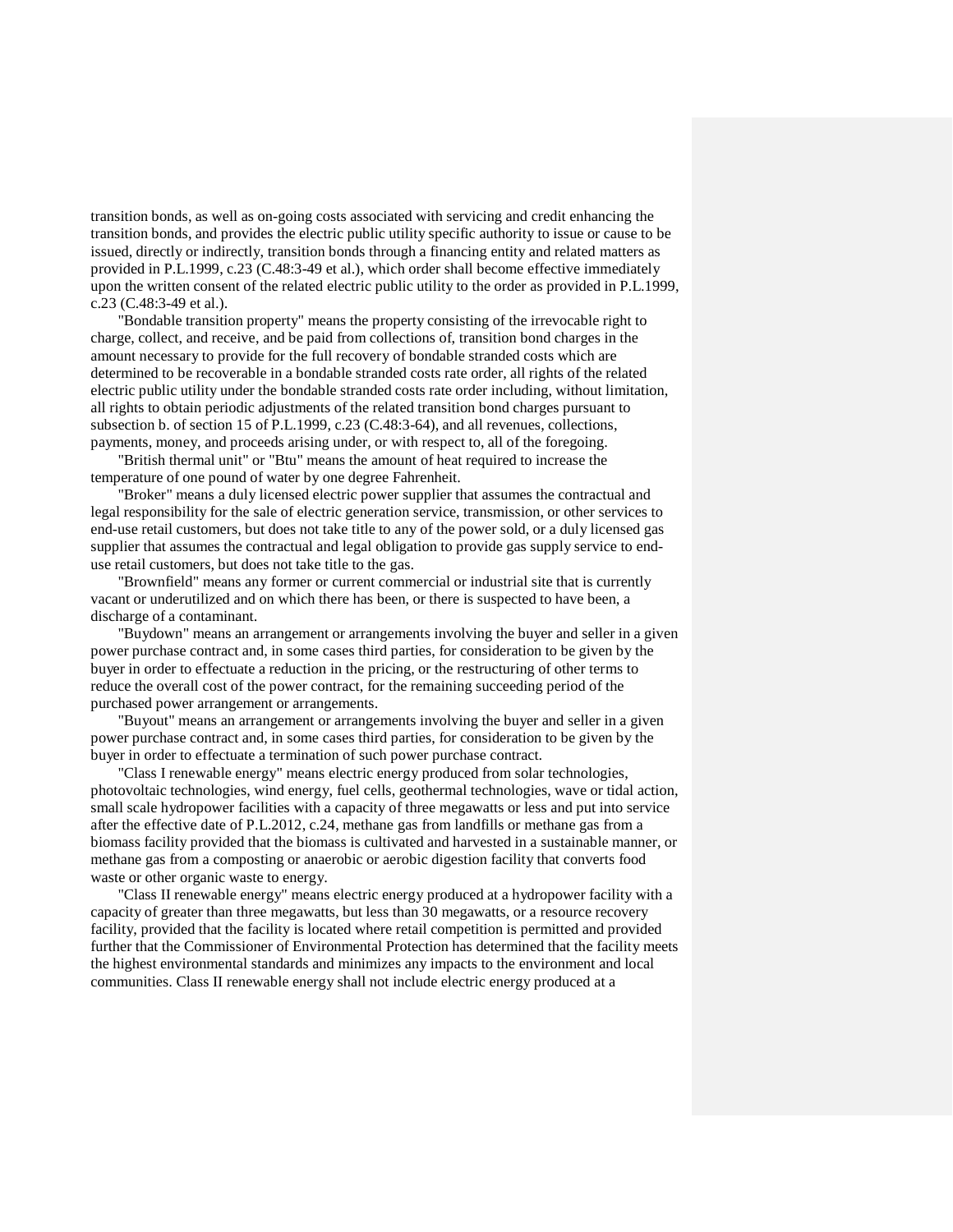transition bonds, as well as on-going costs associated with servicing and credit enhancing the transition bonds, and provides the electric public utility specific authority to issue or cause to be issued, directly or indirectly, transition bonds through a financing entity and related matters as provided in P.L.1999, c.23 (C.48:3-49 et al.), which order shall become effective immediately upon the written consent of the related electric public utility to the order as provided in P.L.1999, c.23 (C.48:3-49 et al.).

"Bondable transition property" means the property consisting of the irrevocable right to charge, collect, and receive, and be paid from collections of, transition bond charges in the amount necessary to provide for the full recovery of bondable stranded costs which are determined to be recoverable in a bondable stranded costs rate order, all rights of the related electric public utility under the bondable stranded costs rate order including, without limitation, all rights to obtain periodic adjustments of the related transition bond charges pursuant to subsection b. of section 15 of P.L.1999, c.23 (C.48:3-64), and all revenues, collections, payments, money, and proceeds arising under, or with respect to, all of the foregoing.

"British thermal unit" or "Btu" means the amount of heat required to increase the temperature of one pound of water by one degree Fahrenheit.

"Broker" means a duly licensed electric power supplier that assumes the contractual and legal responsibility for the sale of electric generation service, transmission, or other services to end-use retail customers, but does not take title to any of the power sold, or a duly licensed gas supplier that assumes the contractual and legal obligation to provide gas supply service to end-use retail customers, but does not take title to the gas.

"Brownfield" means any former or current commercial or industrial site that is currently vacant or underutilized and on which there has been, or there is suspected to have been, a discharge of a contaminant.

"Buydown" means an arrangement or arrangements involving the buyer and seller in a given power purchase contract and, in some cases third parties, for consideration to be given by the buyer in order to effectuate a reduction in the pricing, or the restructuring of other terms to reduce the overall cost of the power contract, for the remaining succeeding period of the purchased power arrangement or arrangements.

"Buyout" means an arrangement or arrangements involving the buyer and seller in a given power purchase contract and, in some cases third parties, for consideration to be given by the buyer in order to effectuate a termination of such power purchase contract.

"Class I renewable energy" means electric energy produced from solar technologies, photovoltaic technologies, wind energy, fuel cells, geothermal technologies, wave or tidal action, small scale hydropower facilities with a capacity of three megawatts or less and put into service after the effective date of P.L.2012, c.24, methane gas from landfills or methane gas from a biomass facility provided that the biomass is cultivated and harvested in a sustainable manner, or methane gas from a composting or anaerobic or aerobic digestion facility that converts food waste or other organic waste to energy.

"Class II renewable energy" means electric energy produced at a hydropower facility with a capacity of greater than three megawatts, but less than 30 megawatts, or a resource recovery facility, provided that the facility is located where retail competition is permitted and provided further that the Commissioner of Environmental Protection has determined that the facility meets the highest environmental standards and minimizes any impacts to the environment and local communities. Class II renewable energy shall not include electric energy produced at a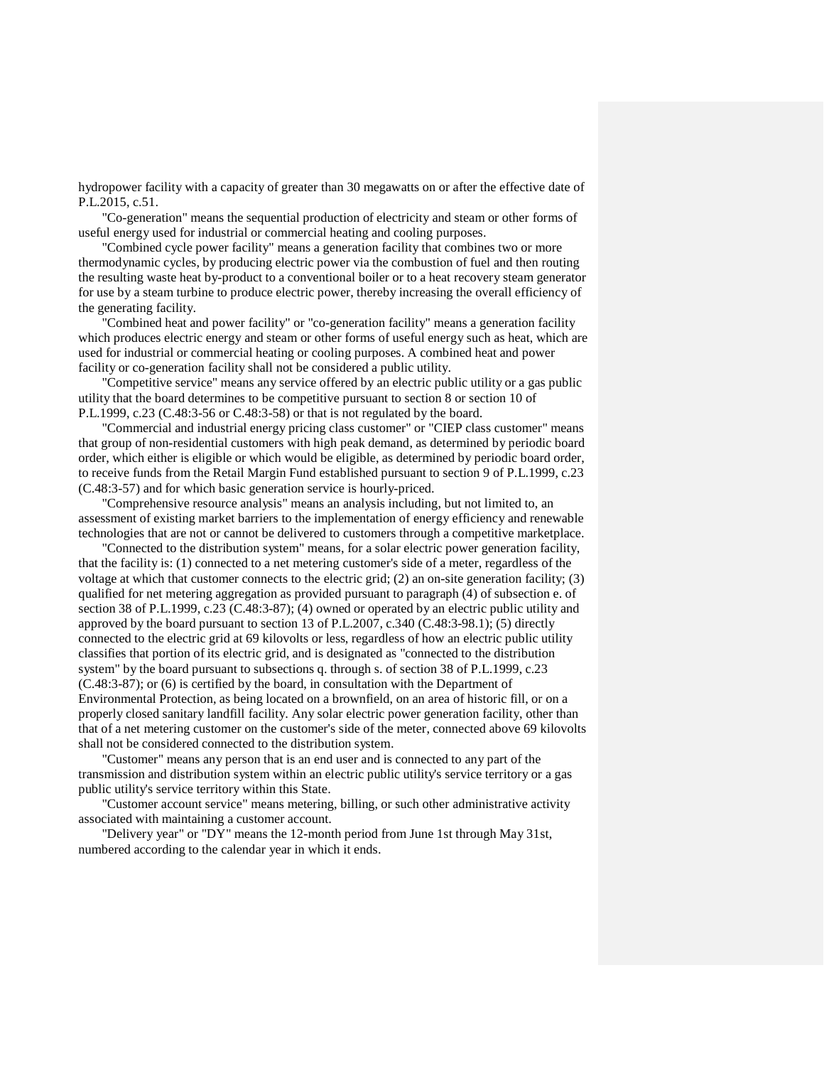hydropower facility with a capacity of greater than 30 megawatts on or after the effective date of P.L.2015, c.51.

"Co-generation" means the sequential production of electricity and steam or other forms of useful energy used for industrial or commercial heating and cooling purposes.

"Combined cycle power facility" means a generation facility that combines two or more thermodynamic cycles, by producing electric power via the combustion of fuel and then routing the resulting waste heat by-product to a conventional boiler or to a heat recovery steam generator for use by a steam turbine to produce electric power, thereby increasing the overall efficiency of the generating facility.

"Combined heat and power facility" or "co-generation facility" means a generation facility which produces electric energy and steam or other forms of useful energy such as heat, which are used for industrial or commercial heating or cooling purposes. A combined heat and power facility or co-generation facility shall not be considered a public utility.

"Competitive service" means any service offered by an electric public utility or a gas public utility that the board determines to be competitive pursuant to section 8 or section 10 of P.L.1999, c.23 (C.48:3-56 or C.48:3-58) or that is not regulated by the board.

"Commercial and industrial energy pricing class customer" or "CIEP class customer" means that group of non-residential customers with high peak demand, as determined by periodic board order, which either is eligible or which would be eligible, as determined by periodic board order, to receive funds from the Retail Margin Fund established pursuant to section 9 of P.L.1999, c.23 (C.48:3-57) and for which basic generation service is hourly-priced.

"Comprehensive resource analysis" means an analysis including, but not limited to, an assessment of existing market barriers to the implementation of energy efficiency and renewable technologies that are not or cannot be delivered to customers through a competitive marketplace.

"Connected to the distribution system" means, for a solar electric power generation facility, that the facility is: (1) connected to a net metering customer's side of a meter, regardless of the voltage at which that customer connects to the electric grid; (2) an on-site generation facility; (3) qualified for net metering aggregation as provided pursuant to paragraph (4) of subsection e. of section 38 of P.L.1999, c.23 (C.48:3-87); (4) owned or operated by an electric public utility and approved by the board pursuant to section 13 of P.L.2007, c.340 (C.48:3-98.1); (5) directly connected to the electric grid at 69 kilovolts or less, regardless of how an electric public utility classifies that portion of its electric grid, and is designated as "connected to the distribution system" by the board pursuant to subsections q. through s. of section 38 of P.L.1999, c.23 (C.48:3-87); or (6) is certified by the board, in consultation with the Department of Environmental Protection, as being located on a brownfield, on an area of historic fill, or on a properly closed sanitary landfill facility. Any solar electric power generation facility, other than that of a net metering customer on the customer's side of the meter, connected above 69 kilovolts shall not be considered connected to the distribution system.

"Customer" means any person that is an end user and is connected to any part of the transmission and distribution system within an electric public utility's service territory or a gas public utility's service territory within this State.

"Customer account service" means metering, billing, or such other administrative activity associated with maintaining a customer account.

"Delivery year" or "DY" means the 12-month period from June 1st through May 31st, numbered according to the calendar year in which it ends.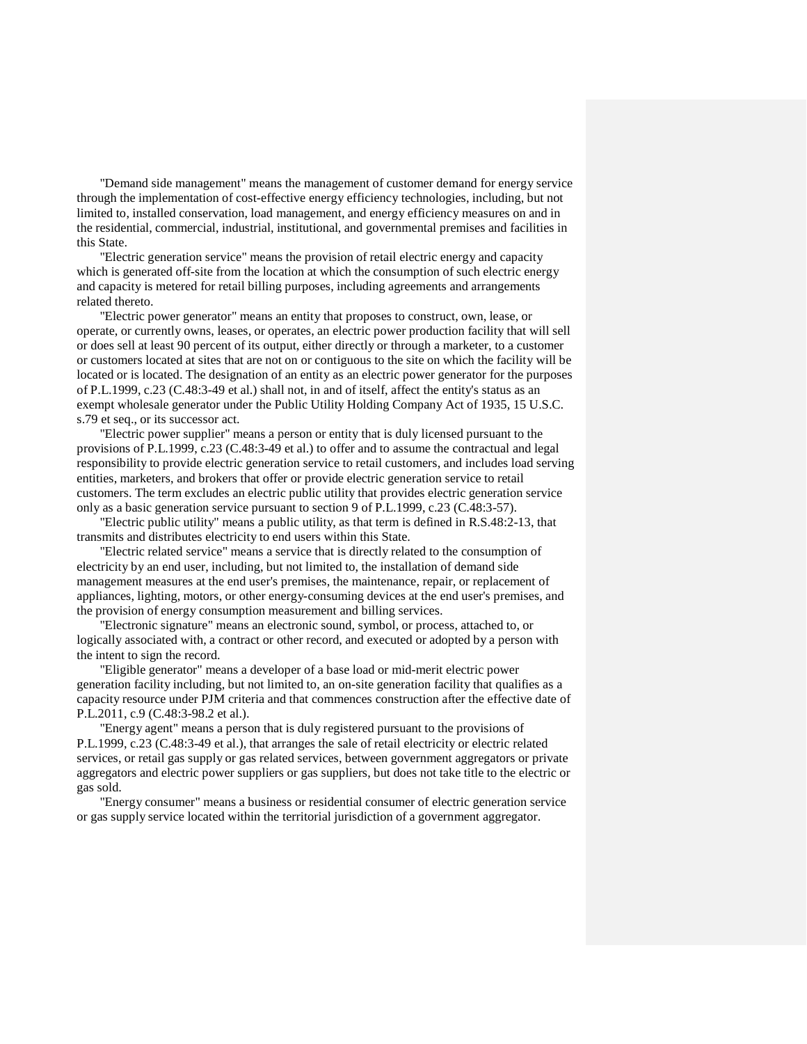"Demand side management" means the management of customer demand for energy service through the implementation of cost-effective energy efficiency technologies, including, but not limited to, installed conservation, load management, and energy efficiency measures on and in the residential, commercial, industrial, institutional, and governmental premises and facilities in this State.

"Electric generation service" means the provision of retail electric energy and capacity which is generated off-site from the location at which the consumption of such electric energy and capacity is metered for retail billing purposes, including agreements and arrangements related thereto.

"Electric power generator" means an entity that proposes to construct, own, lease, or operate, or currently owns, leases, or operates, an electric power production facility that will sell or does sell at least 90 percent of its output, either directly or through a marketer, to a customer or customers located at sites that are not on or contiguous to the site on which the facility will be located or is located. The designation of an entity as an electric power generator for the purposes of P.L.1999, c.23 (C.48:3-49 et al.) shall not, in and of itself, affect the entity's status as an exempt wholesale generator under the Public Utility Holding Company Act of 1935, 15 U.S.C. s.79 et seq., or its successor act.

"Electric power supplier" means a person or entity that is duly licensed pursuant to the provisions of P.L.1999, c.23 (C.48:3-49 et al.) to offer and to assume the contractual and legal responsibility to provide electric generation service to retail customers, and includes load serving entities, marketers, and brokers that offer or provide electric generation service to retail customers. The term excludes an electric public utility that provides electric generation service only as a basic generation service pursuant to section 9 of P.L.1999, c.23 (C.48:3-57).

"Electric public utility" means a public utility, as that term is defined in R.S.48:2-13, that transmits and distributes electricity to end users within this State.

"Electric related service" means a service that is directly related to the consumption of electricity by an end user, including, but not limited to, the installation of demand side management measures at the end user's premises, the maintenance, repair, or replacement of appliances, lighting, motors, or other energy-consuming devices at the end user's premises, and the provision of energy consumption measurement and billing services.

"Electronic signature" means an electronic sound, symbol, or process, attached to, or logically associated with, a contract or other record, and executed or adopted by a person with the intent to sign the record.

"Eligible generator" means a developer of a base load or mid-merit electric power generation facility including, but not limited to, an on-site generation facility that qualifies as a capacity resource under PJM criteria and that commences construction after the effective date of P.L.2011, c.9 (C.48:3-98.2 et al.).

"Energy agent" means a person that is duly registered pursuant to the provisions of P.L.1999, c.23 (C.48:3-49 et al.), that arranges the sale of retail electricity or electric related services, or retail gas supply or gas related services, between government aggregators or private aggregators and electric power suppliers or gas suppliers, but does not take title to the electric or gas sold.

"Energy consumer" means a business or residential consumer of electric generation service or gas supply service located within the territorial jurisdiction of a government aggregator.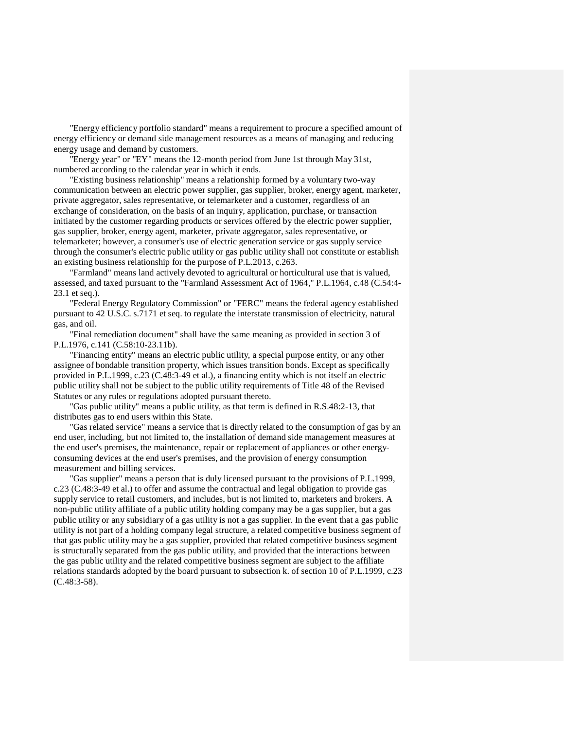"Energy efficiency portfolio standard" means a requirement to procure a specified amount of energy efficiency or demand side management resources as a means of managing and reducing energy usage and demand by customers.

"Energy year" or "EY" means the 12-month period from June 1st through May 31st, numbered according to the calendar year in which it ends.

"Existing business relationship" means a relationship formed by a voluntary two-way communication between an electric power supplier, gas supplier, broker, energy agent, marketer, private aggregator, sales representative, or telemarketer and a customer, regardless of an exchange of consideration, on the basis of an inquiry, application, purchase, or transaction initiated by the customer regarding products or services offered by the electric power supplier, gas supplier, broker, energy agent, marketer, private aggregator, sales representative, or telemarketer; however, a consumer's use of electric generation service or gas supply service through the consumer's electric public utility or gas public utility shall not constitute or establish an existing business relationship for the purpose of P.L.2013, c.263.

"Farmland" means land actively devoted to agricultural or horticultural use that is valued, assessed, and taxed pursuant to the "Farmland Assessment Act of 1964," P.L.1964, c.48 (C.54:4-23.1 et seq.).

"Federal Energy Regulatory Commission" or "FERC" means the federal agency established pursuant to 42 U.S.C. s.7171 et seq. to regulate the interstate transmission of electricity, natural gas, and oil.

"Final remediation document" shall have the same meaning as provided in section 3 of P.L.1976, c.141 (C.58:10-23.11b).

"Financing entity" means an electric public utility, a special purpose entity, or any other assignee of bondable transition property, which issues transition bonds. Except as specifically provided in P.L.1999, c.23 (C.48:3-49 et al.), a financing entity which is not itself an electric public utility shall not be subject to the public utility requirements of Title 48 of the Revised Statutes or any rules or regulations adopted pursuant thereto.

"Gas public utility" means a public utility, as that term is defined in R.S.48:2-13, that distributes gas to end users within this State.

"Gas related service" means a service that is directly related to the consumption of gas by an end user, including, but not limited to, the installation of demand side management measures at the end user's premises, the maintenance, repair or replacement of appliances or other energy-consuming devices at the end user's premises, and the provision of energy consumption measurement and billing services.

"Gas supplier" means a person that is duly licensed pursuant to the provisions of P.L.1999, c.23 (C.48:3-49 et al.) to offer and assume the contractual and legal obligation to provide gas supply service to retail customers, and includes, but is not limited to, marketers and brokers. A non-public utility affiliate of a public utility holding company may be a gas supplier, but a gas public utility or any subsidiary of a gas utility is not a gas supplier. In the event that a gas public utility is not part of a holding company legal structure, a related competitive business segment of that gas public utility may be a gas supplier, provided that related competitive business segment is structurally separated from the gas public utility, and provided that the interactions between the gas public utility and the related competitive business segment are subject to the affiliate relations standards adopted by the board pursuant to subsection k. of section 10 of P.L.1999, c.23 (C.48:3-58).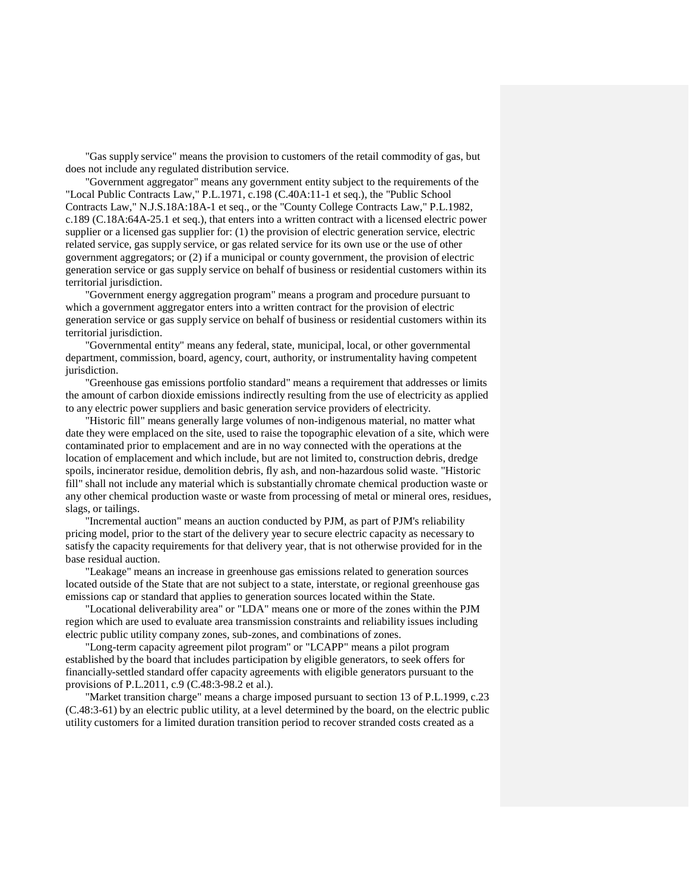"Gas supply service" means the provision to customers of the retail commodity of gas, but does not include any regulated distribution service.

"Government aggregator" means any government entity subject to the requirements of the "Local Public Contracts Law," P.L.1971, c.198 (C.40A:11-1 et seq.), the "Public School Contracts Law," N.J.S.18A:18A-1 et seq., or the "County College Contracts Law," P.L.1982, c.189 (C.18A:64A-25.1 et seq.), that enters into a written contract with a licensed electric power supplier or a licensed gas supplier for: (1) the provision of electric generation service, electric related service, gas supply service, or gas related service for its own use or the use of other government aggregators; or (2) if a municipal or county government, the provision of electric generation service or gas supply service on behalf of business or residential customers within its territorial jurisdiction.

"Government energy aggregation program" means a program and procedure pursuant to which a government aggregator enters into a written contract for the provision of electric generation service or gas supply service on behalf of business or residential customers within its territorial jurisdiction.

"Governmental entity" means any federal, state, municipal, local, or other governmental department, commission, board, agency, court, authority, or instrumentality having competent jurisdiction.

"Greenhouse gas emissions portfolio standard" means a requirement that addresses or limits the amount of carbon dioxide emissions indirectly resulting from the use of electricity as applied to any electric power suppliers and basic generation service providers of electricity.

"Historic fill" means generally large volumes of non-indigenous material, no matter what date they were emplaced on the site, used to raise the topographic elevation of a site, which were contaminated prior to emplacement and are in no way connected with the operations at the location of emplacement and which include, but are not limited to, construction debris, dredge spoils, incinerator residue, demolition debris, fly ash, and non-hazardous solid waste. "Historic fill" shall not include any material which is substantially chromate chemical production waste or any other chemical production waste or waste from processing of metal or mineral ores, residues, slags, or tailings.

"Incremental auction" means an auction conducted by PJM, as part of PJM's reliability pricing model, prior to the start of the delivery year to secure electric capacity as necessary to satisfy the capacity requirements for that delivery year, that is not otherwise provided for in the base residual auction.

"Leakage" means an increase in greenhouse gas emissions related to generation sources located outside of the State that are not subject to a state, interstate, or regional greenhouse gas emissions cap or standard that applies to generation sources located within the State.

"Locational deliverability area" or "LDA" means one or more of the zones within the PJM region which are used to evaluate area transmission constraints and reliability issues including electric public utility company zones, sub-zones, and combinations of zones.

"Long-term capacity agreement pilot program" or "LCAPP" means a pilot program established by the board that includes participation by eligible generators, to seek offers for financially-settled standard offer capacity agreements with eligible generators pursuant to the provisions of P.L.2011, c.9 (C.48:3-98.2 et al.).

"Market transition charge" means a charge imposed pursuant to section 13 of P.L.1999, c.23 (C.48:3-61) by an electric public utility, at a level determined by the board, on the electric public utility customers for a limited duration transition period to recover stranded costs created as a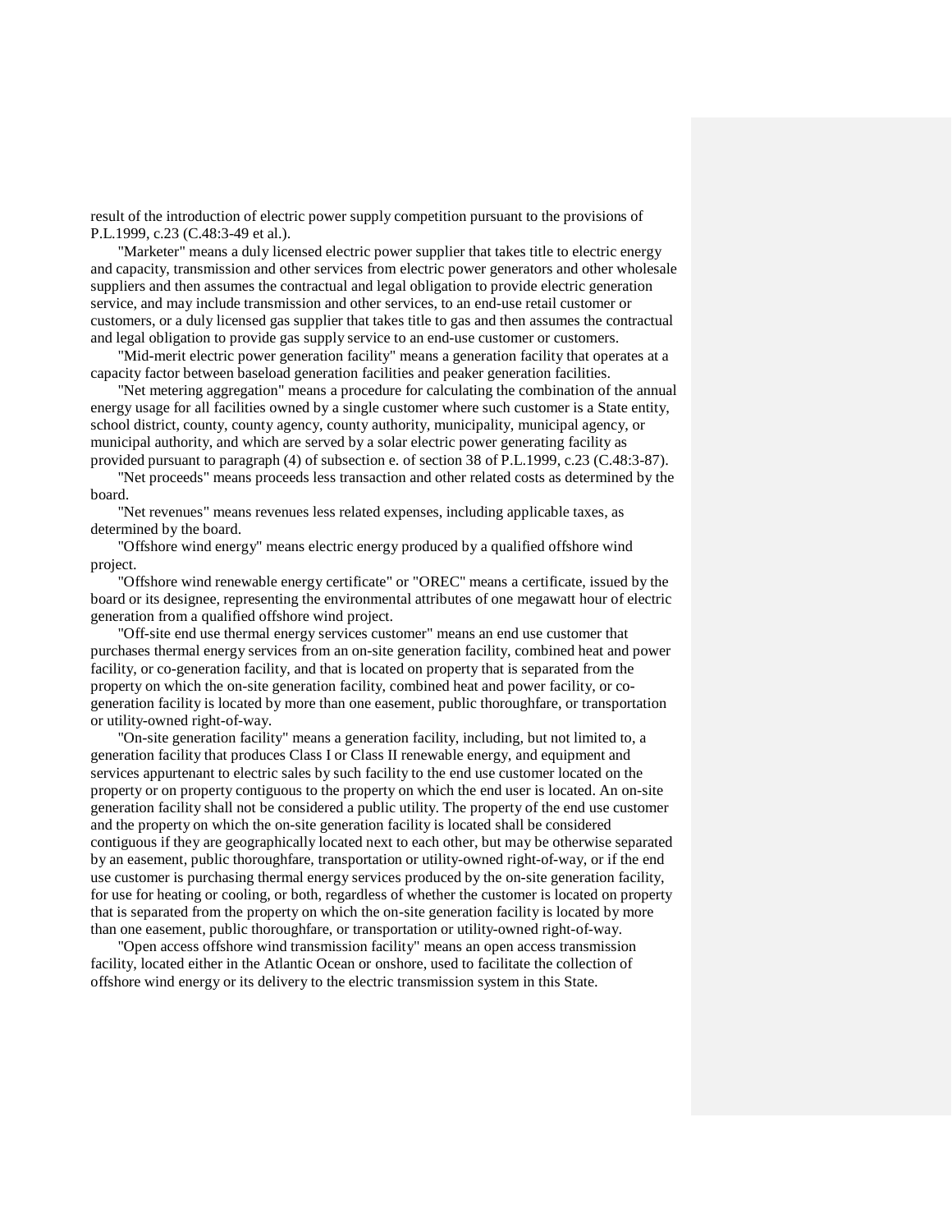result of the introduction of electric power supply competition pursuant to the provisions of P.L.1999, c.23 (C.48:3-49 et al.).

"Marketer" means a duly licensed electric power supplier that takes title to electric energy and capacity, transmission and other services from electric power generators and other wholesale suppliers and then assumes the contractual and legal obligation to provide electric generation service, and may include transmission and other services, to an end-use retail customer or customers, or a duly licensed gas supplier that takes title to gas and then assumes the contractual and legal obligation to provide gas supply service to an end-use customer or customers.

"Mid-merit electric power generation facility" means a generation facility that operates at a capacity factor between baseload generation facilities and peaker generation facilities.

"Net metering aggregation" means a procedure for calculating the combination of the annual energy usage for all facilities owned by a single customer where such customer is a State entity, school district, county, county agency, county authority, municipality, municipal agency, or municipal authority, and which are served by a solar electric power generating facility as provided pursuant to paragraph (4) of subsection e. of section 38 of P.L.1999, c.23 (C.48:3-87).

"Net proceeds" means proceeds less transaction and other related costs as determined by the board.

"Net revenues" means revenues less related expenses, including applicable taxes, as determined by the board.

"Offshore wind energy" means electric energy produced by a qualified offshore wind project.

"Offshore wind renewable energy certificate" or "OREC" means a certificate, issued by the board or its designee, representing the environmental attributes of one megawatt hour of electric generation from a qualified offshore wind project.

"Off-site end use thermal energy services customer" means an end use customer that purchases thermal energy services from an on-site generation facility, combined heat and power facility, or co-generation facility, and that is located on property that is separated from the property on which the on-site generation facility, combined heat and power facility, or co-generation facility is located by more than one easement, public thoroughfare, or transportation or utility-owned right-of-way.

"On-site generation facility" means a generation facility, including, but not limited to, a generation facility that produces Class I or Class II renewable energy, and equipment and services appurtenant to electric sales by such facility to the end use customer located on the property or on property contiguous to the property on which the end user is located. An on-site generation facility shall not be considered a public utility. The property of the end use customer and the property on which the on-site generation facility is located shall be considered contiguous if they are geographically located next to each other, but may be otherwise separated by an easement, public thoroughfare, transportation or utility-owned right-of-way, or if the end use customer is purchasing thermal energy services produced by the on-site generation facility, for use for heating or cooling, or both, regardless of whether the customer is located on property that is separated from the property on which the on-site generation facility is located by more than one easement, public thoroughfare, or transportation or utility-owned right-of-way.

"Open access offshore wind transmission facility" means an open access transmission facility, located either in the Atlantic Ocean or onshore, used to facilitate the collection of offshore wind energy or its delivery to the electric transmission system in this State.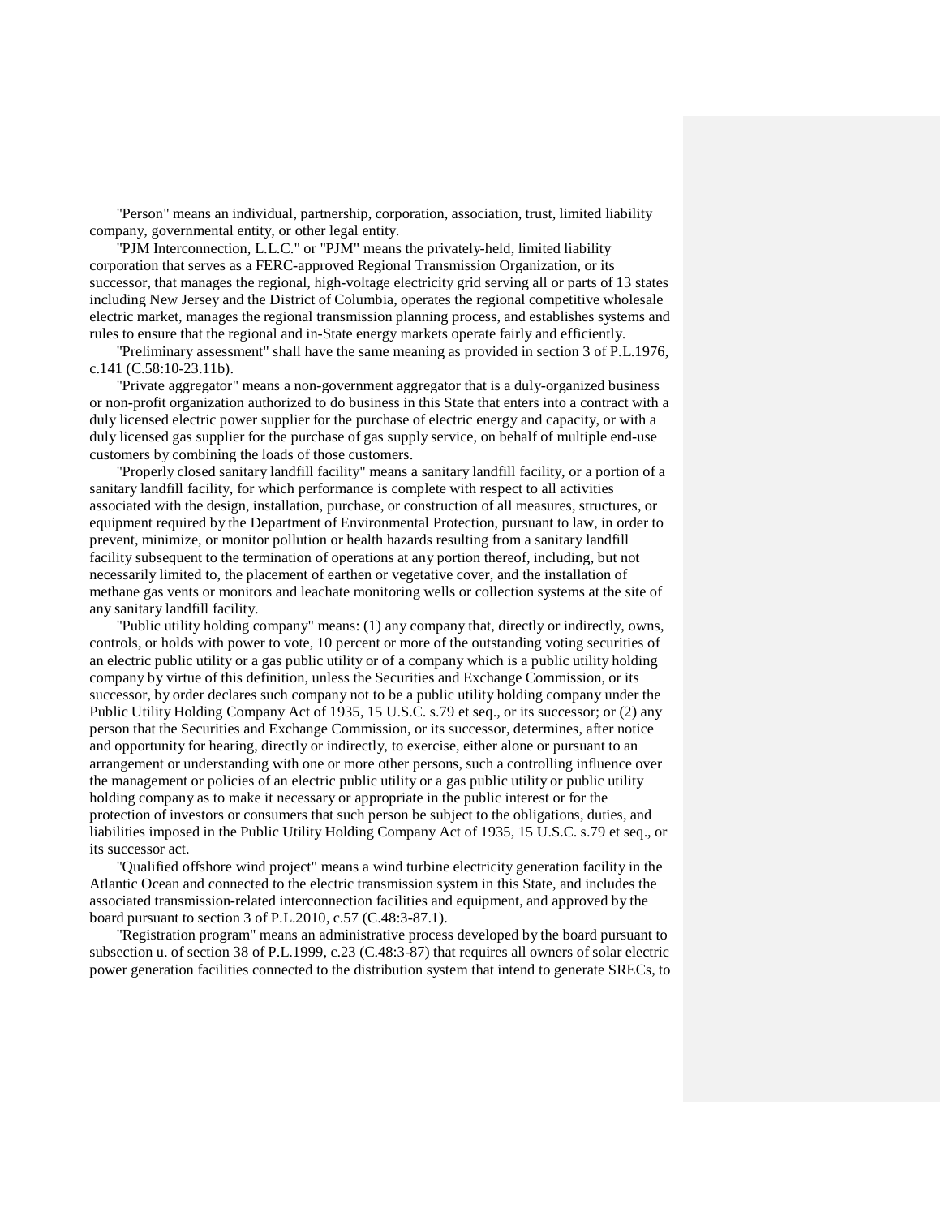"Person" means an individual, partnership, corporation, association, trust, limited liability company, governmental entity, or other legal entity.

"PJM Interconnection, L.L.C." or "PJM" means the privately-held, limited liability corporation that serves as a FERC-approved Regional Transmission Organization, or its successor, that manages the regional, high-voltage electricity grid serving all or parts of 13 states including New Jersey and the District of Columbia, operates the regional competitive wholesale electric market, manages the regional transmission planning process, and establishes systems and rules to ensure that the regional and in-State energy markets operate fairly and efficiently.

"Preliminary assessment" shall have the same meaning as provided in section 3 of P.L.1976, c.141 (C.58:10-23.11b).

"Private aggregator" means a non-government aggregator that is a duly-organized business or non-profit organization authorized to do business in this State that enters into a contract with a duly licensed electric power supplier for the purchase of electric energy and capacity, or with a duly licensed gas supplier for the purchase of gas supply service, on behalf of multiple end-use customers by combining the loads of those customers.

"Properly closed sanitary landfill facility" means a sanitary landfill facility, or a portion of a sanitary landfill facility, for which performance is complete with respect to all activities associated with the design, installation, purchase, or construction of all measures, structures, or equipment required by the Department of Environmental Protection, pursuant to law, in order to prevent, minimize, or monitor pollution or health hazards resulting from a sanitary landfill facility subsequent to the termination of operations at any portion thereof, including, but not necessarily limited to, the placement of earthen or vegetative cover, and the installation of methane gas vents or monitors and leachate monitoring wells or collection systems at the site of any sanitary landfill facility.

"Public utility holding company" means: (1) any company that, directly or indirectly, owns, controls, or holds with power to vote, 10 percent or more of the outstanding voting securities of an electric public utility or a gas public utility or of a company which is a public utility holding company by virtue of this definition, unless the Securities and Exchange Commission, or its successor, by order declares such company not to be a public utility holding company under the Public Utility Holding Company Act of 1935, 15 U.S.C. s.79 et seq., or its successor; or (2) any person that the Securities and Exchange Commission, or its successor, determines, after notice and opportunity for hearing, directly or indirectly, to exercise, either alone or pursuant to an arrangement or understanding with one or more other persons, such a controlling influence over the management or policies of an electric public utility or a gas public utility or public utility holding company as to make it necessary or appropriate in the public interest or for the protection of investors or consumers that such person be subject to the obligations, duties, and liabilities imposed in the Public Utility Holding Company Act of 1935, 15 U.S.C. s.79 et seq., or its successor act.

"Qualified offshore wind project" means a wind turbine electricity generation facility in the Atlantic Ocean and connected to the electric transmission system in this State, and includes the associated transmission-related interconnection facilities and equipment, and approved by the board pursuant to section 3 of P.L.2010, c.57 (C.48:3-87.1).

"Registration program" means an administrative process developed by the board pursuant to subsection u. of section 38 of P.L.1999, c.23 (C.48:3-87) that requires all owners of solar electric power generation facilities connected to the distribution system that intend to generate SRECs, to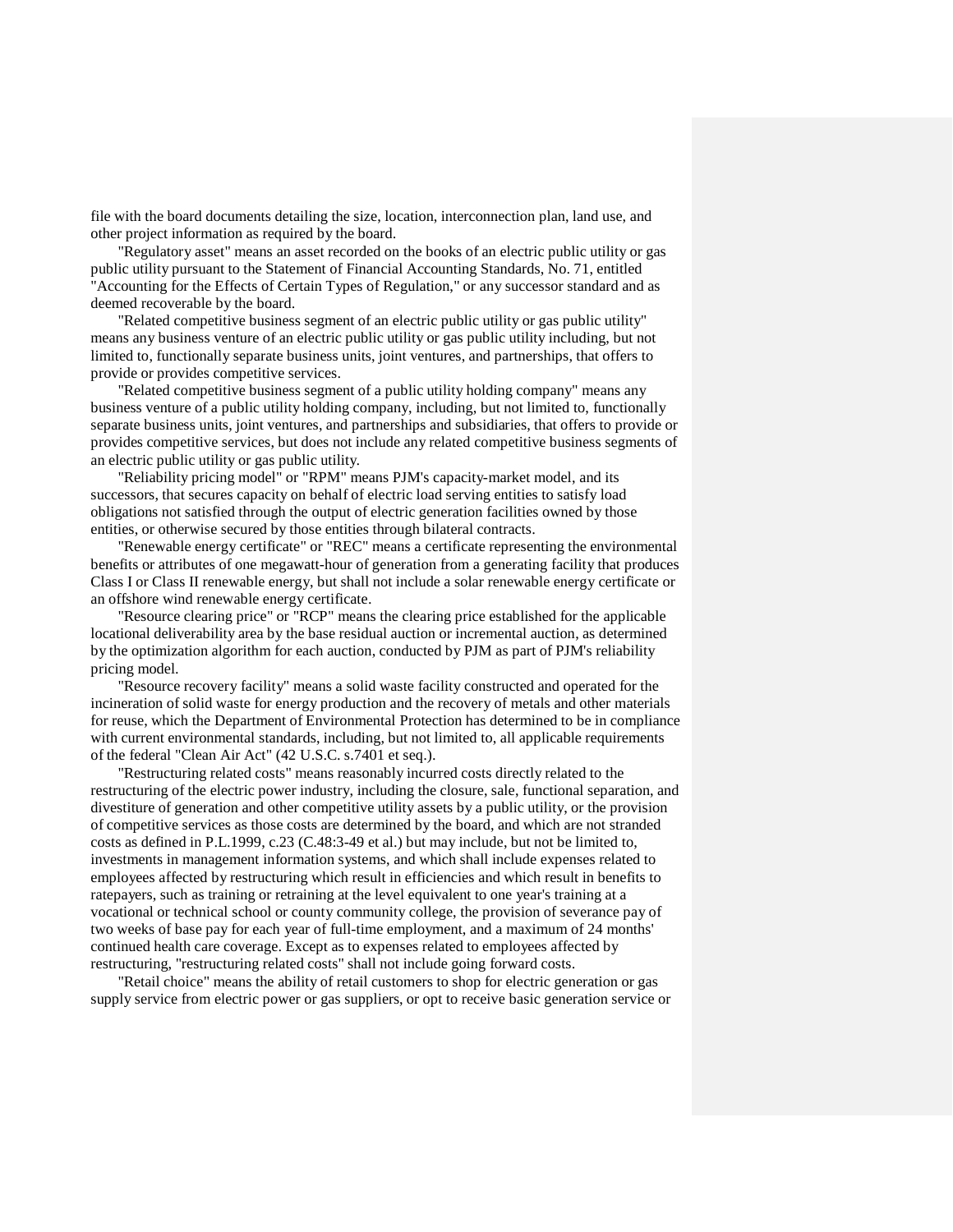file with the board documents detailing the size, location, interconnection plan, land use, and other project information as required by the board.

"Regulatory asset" means an asset recorded on the books of an electric public utility or gas public utility pursuant to the Statement of Financial Accounting Standards, No. 71, entitled "Accounting for the Effects of Certain Types of Regulation," or any successor standard and as deemed recoverable by the board.

"Related competitive business segment of an electric public utility or gas public utility" means any business venture of an electric public utility or gas public utility including, but not limited to, functionally separate business units, joint ventures, and partnerships, that offers to provide or provides competitive services.

"Related competitive business segment of a public utility holding company" means any business venture of a public utility holding company, including, but not limited to, functionally separate business units, joint ventures, and partnerships and subsidiaries, that offers to provide or provides competitive services, but does not include any related competitive business segments of an electric public utility or gas public utility.

"Reliability pricing model" or "RPM" means PJM's capacity-market model, and its successors, that secures capacity on behalf of electric load serving entities to satisfy load obligations not satisfied through the output of electric generation facilities owned by those entities, or otherwise secured by those entities through bilateral contracts.

"Renewable energy certificate" or "REC" means a certificate representing the environmental benefits or attributes of one megawatt-hour of generation from a generating facility that produces Class I or Class II renewable energy, but shall not include a solar renewable energy certificate or an offshore wind renewable energy certificate.

"Resource clearing price" or "RCP" means the clearing price established for the applicable locational deliverability area by the base residual auction or incremental auction, as determined by the optimization algorithm for each auction, conducted by PJM as part of PJM's reliability pricing model.

"Resource recovery facility" means a solid waste facility constructed and operated for the incineration of solid waste for energy production and the recovery of metals and other materials for reuse, which the Department of Environmental Protection has determined to be in compliance with current environmental standards, including, but not limited to, all applicable requirements of the federal "Clean Air Act" (42 U.S.C. s.7401 et seq.).

"Restructuring related costs" means reasonably incurred costs directly related to the restructuring of the electric power industry, including the closure, sale, functional separation, and divestiture of generation and other competitive utility assets by a public utility, or the provision of competitive services as those costs are determined by the board, and which are not stranded costs as defined in P.L.1999, c.23 (C.48:3-49 et al.) but may include, but not be limited to, investments in management information systems, and which shall include expenses related to employees affected by restructuring which result in efficiencies and which result in benefits to ratepayers, such as training or retraining at the level equivalent to one year's training at a vocational or technical school or county community college, the provision of severance pay of two weeks of base pay for each year of full-time employment, and a maximum of 24 months' continued health care coverage. Except as to expenses related to employees affected by restructuring, "restructuring related costs" shall not include going forward costs.

"Retail choice" means the ability of retail customers to shop for electric generation or gas supply service from electric power or gas suppliers, or opt to receive basic generation service or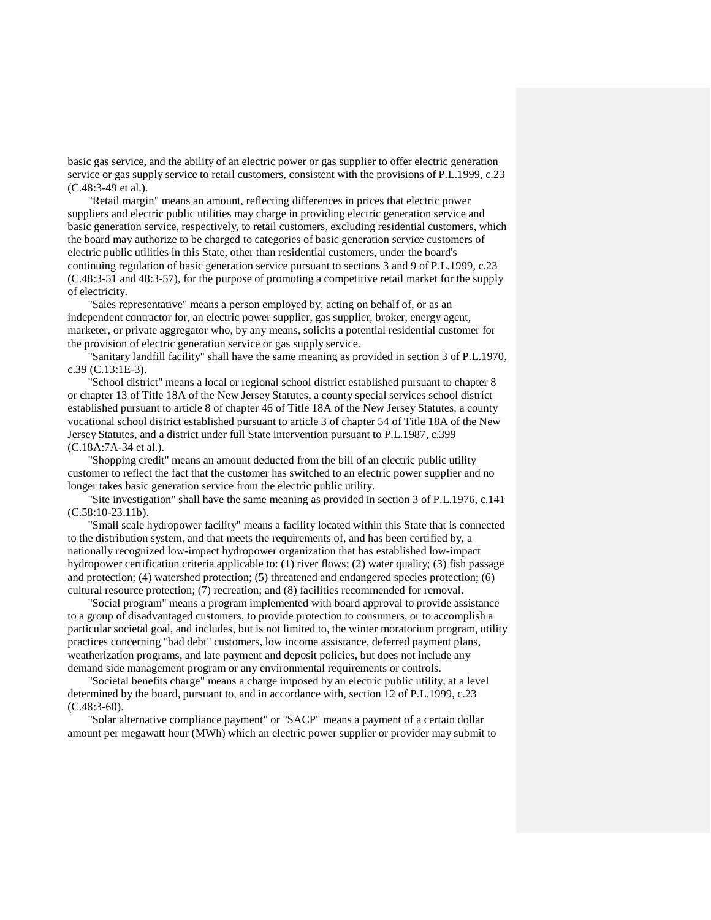basic gas service, and the ability of an electric power or gas supplier to offer electric generation service or gas supply service to retail customers, consistent with the provisions of P.L.1999, c.23 (C.48:3-49 et al.).

"Retail margin" means an amount, reflecting differences in prices that electric power suppliers and electric public utilities may charge in providing electric generation service and basic generation service, respectively, to retail customers, excluding residential customers, which the board may authorize to be charged to categories of basic generation service customers of electric public utilities in this State, other than residential customers, under the board's continuing regulation of basic generation service pursuant to sections 3 and 9 of P.L.1999, c.23 (C.48:3-51 and 48:3-57), for the purpose of promoting a competitive retail market for the supply of electricity.

"Sales representative" means a person employed by, acting on behalf of, or as an independent contractor for, an electric power supplier, gas supplier, broker, energy agent, marketer, or private aggregator who, by any means, solicits a potential residential customer for the provision of electric generation service or gas supply service.

"Sanitary landfill facility" shall have the same meaning as provided in section 3 of P.L.1970, c.39 (C.13:1E-3).

"School district" means a local or regional school district established pursuant to chapter 8 or chapter 13 of Title 18A of the New Jersey Statutes, a county special services school district established pursuant to article 8 of chapter 46 of Title 18A of the New Jersey Statutes, a county vocational school district established pursuant to article 3 of chapter 54 of Title 18A of the New Jersey Statutes, and a district under full State intervention pursuant to P.L.1987, c.399 (C.18A:7A-34 et al.).

"Shopping credit" means an amount deducted from the bill of an electric public utility customer to reflect the fact that the customer has switched to an electric power supplier and no longer takes basic generation service from the electric public utility.

"Site investigation" shall have the same meaning as provided in section 3 of P.L.1976, c.141 (C.58:10-23.11b).

"Small scale hydropower facility" means a facility located within this State that is connected to the distribution system, and that meets the requirements of, and has been certified by, a nationally recognized low-impact hydropower organization that has established low-impact hydropower certification criteria applicable to: (1) river flows; (2) water quality; (3) fish passage and protection; (4) watershed protection; (5) threatened and endangered species protection; (6) cultural resource protection; (7) recreation; and (8) facilities recommended for removal.

"Social program" means a program implemented with board approval to provide assistance to a group of disadvantaged customers, to provide protection to consumers, or to accomplish a particular societal goal, and includes, but is not limited to, the winter moratorium program, utility practices concerning "bad debt" customers, low income assistance, deferred payment plans, weatherization programs, and late payment and deposit policies, but does not include any demand side management program or any environmental requirements or controls.

"Societal benefits charge" means a charge imposed by an electric public utility, at a level determined by the board, pursuant to, and in accordance with, section 12 of P.L.1999, c.23 (C.48:3-60).

"Solar alternative compliance payment" or "SACP" means a payment of a certain dollar amount per megawatt hour (MWh) which an electric power supplier or provider may submit to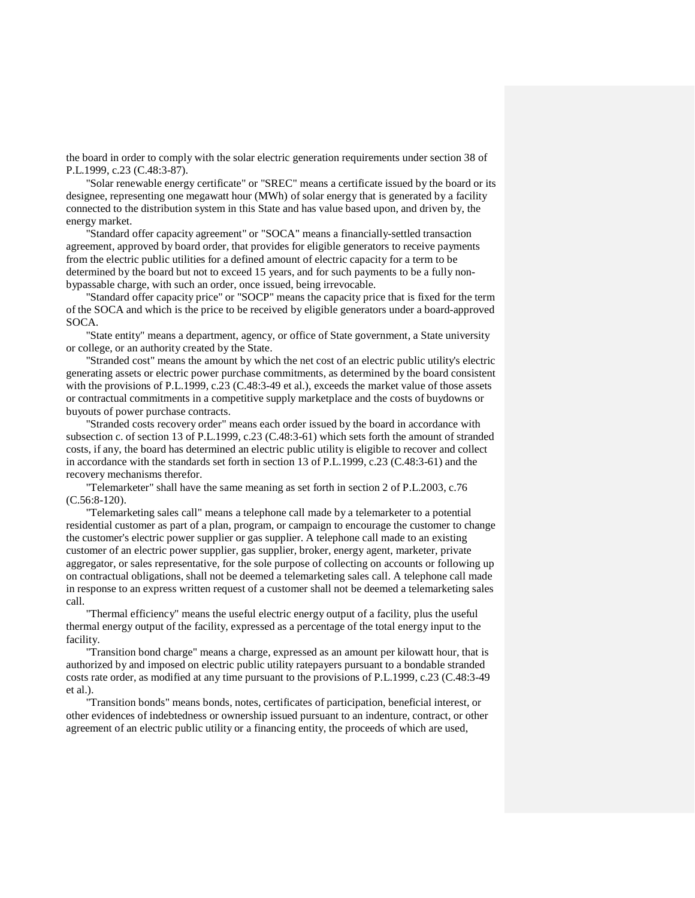the board in order to comply with the solar electric generation requirements under section 38 of P.L.1999, c.23 (C.48:3-87).

"Solar renewable energy certificate" or "SREC" means a certificate issued by the board or its designee, representing one megawatt hour (MWh) of solar energy that is generated by a facility connected to the distribution system in this State and has value based upon, and driven by, the energy market.

"Standard offer capacity agreement" or "SOCA" means a financially-settled transaction agreement, approved by board order, that provides for eligible generators to receive payments from the electric public utilities for a defined amount of electric capacity for a term to be determined by the board but not to exceed 15 years, and for such payments to be a fully non-bypassable charge, with such an order, once issued, being irrevocable.

"Standard offer capacity price" or "SOCP" means the capacity price that is fixed for the term of the SOCA and which is the price to be received by eligible generators under a board-approved SOCA.

"State entity" means a department, agency, or office of State government, a State university or college, or an authority created by the State.

"Stranded cost" means the amount by which the net cost of an electric public utility's electric generating assets or electric power purchase commitments, as determined by the board consistent with the provisions of P.L.1999, c.23 (C.48:3-49 et al.), exceeds the market value of those assets or contractual commitments in a competitive supply marketplace and the costs of buydowns or buyouts of power purchase contracts.

"Stranded costs recovery order" means each order issued by the board in accordance with subsection c. of section 13 of P.L.1999, c.23 (C.48:3-61) which sets forth the amount of stranded costs, if any, the board has determined an electric public utility is eligible to recover and collect in accordance with the standards set forth in section 13 of P.L.1999, c.23 (C.48:3-61) and the recovery mechanisms therefor.

"Telemarketer" shall have the same meaning as set forth in section 2 of P.L.2003, c.76 (C.56:8-120).

"Telemarketing sales call" means a telephone call made by a telemarketer to a potential residential customer as part of a plan, program, or campaign to encourage the customer to change the customer's electric power supplier or gas supplier. A telephone call made to an existing customer of an electric power supplier, gas supplier, broker, energy agent, marketer, private aggregator, or sales representative, for the sole purpose of collecting on accounts or following up on contractual obligations, shall not be deemed a telemarketing sales call. A telephone call made in response to an express written request of a customer shall not be deemed a telemarketing sales call.

"Thermal efficiency" means the useful electric energy output of a facility, plus the useful thermal energy output of the facility, expressed as a percentage of the total energy input to the facility.

"Transition bond charge" means a charge, expressed as an amount per kilowatt hour, that is authorized by and imposed on electric public utility ratepayers pursuant to a bondable stranded costs rate order, as modified at any time pursuant to the provisions of P.L.1999, c.23 (C.48:3-49 et al.).

"Transition bonds" means bonds, notes, certificates of participation, beneficial interest, or other evidences of indebtedness or ownership issued pursuant to an indenture, contract, or other agreement of an electric public utility or a financing entity, the proceeds of which are used,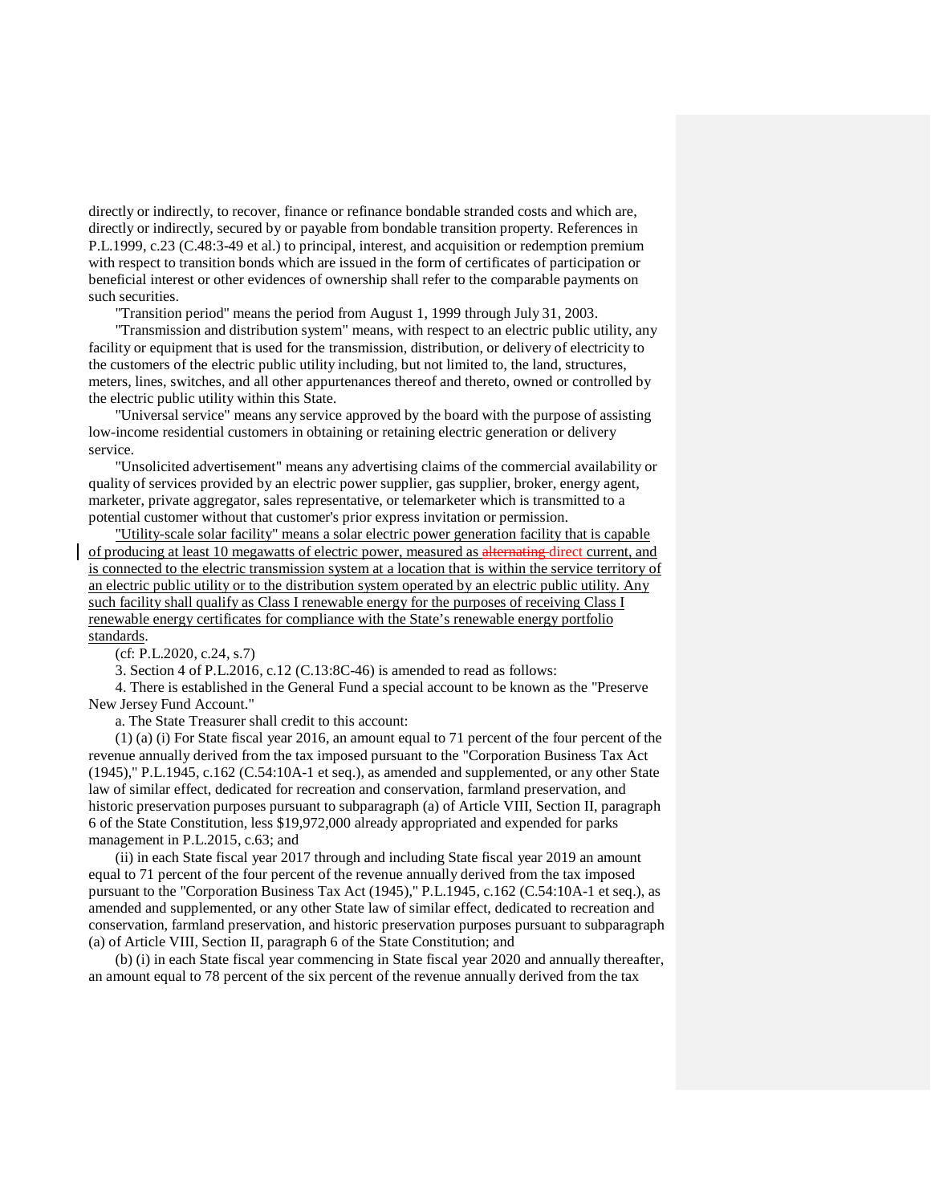directly or indirectly, to recover, finance or refinance bondable stranded costs and which are, directly or indirectly, secured by or payable from bondable transition property. References in P.L.1999, c.23 (C.48:3-49 et al.) to principal, interest, and acquisition or redemption premium with respect to transition bonds which are issued in the form of certificates of participation or beneficial interest or other evidences of ownership shall refer to the comparable payments on such securities.

"Transition period" means the period from August 1, 1999 through July 31, 2003.

"Transmission and distribution system" means, with respect to an electric public utility, any facility or equipment that is used for the transmission, distribution, or delivery of electricity to the customers of the electric public utility including, but not limited to, the land, structures, meters, lines, switches, and all other appurtenances thereof and thereto, owned or controlled by the electric public utility within this State.

"Universal service" means any service approved by the board with the purpose of assisting low-income residential customers in obtaining or retaining electric generation or delivery service.

"Unsolicited advertisement" means any advertising claims of the commercial availability or quality of services provided by an electric power supplier, gas supplier, broker, energy agent, marketer, private aggregator, sales representative, or telemarketer which is transmitted to a potential customer without that customer's prior express invitation or permission.

"Utility-scale solar facility" means a solar electric power generation facility that is capable of producing at least 10 megawatts of electric power, measured as ~~alternating~~ direct current, and is connected to the electric transmission system at a location that is within the service territory of an electric public utility or to the distribution system operated by an electric public utility. Any such facility shall qualify as Class I renewable energy for the purposes of receiving Class I renewable energy certificates for compliance with the State's renewable energy portfolio standards.

(cf: P.L.2020, c.24, s.7)

3. Section 4 of P.L.2016, c.12 (C.13:8C-46) is amended to read as follows:

4. There is established in the General Fund a special account to be known as the "Preserve New Jersey Fund Account."

a. The State Treasurer shall credit to this account:

(1) (a) (i) For State fiscal year 2016, an amount equal to 71 percent of the four percent of the revenue annually derived from the tax imposed pursuant to the "Corporation Business Tax Act (1945)," P.L.1945, c.162 (C.54:10A-1 et seq.), as amended and supplemented, or any other State law of similar effect, dedicated for recreation and conservation, farmland preservation, and historic preservation purposes pursuant to subparagraph (a) of Article VIII, Section II, paragraph 6 of the State Constitution, less $19,972,000 already appropriated and expended for parks management in P.L.2015, c.63; and

(ii) in each State fiscal year 2017 through and including State fiscal year 2019 an amount equal to 71 percent of the four percent of the revenue annually derived from the tax imposed pursuant to the "Corporation Business Tax Act (1945)," P.L.1945, c.162 (C.54:10A-1 et seq.), as amended and supplemented, or any other State law of similar effect, dedicated to recreation and conservation, farmland preservation, and historic preservation purposes pursuant to subparagraph (a) of Article VIII, Section II, paragraph 6 of the State Constitution; and

(b) (i) in each State fiscal year commencing in State fiscal year 2020 and annually thereafter, an amount equal to 78 percent of the six percent of the revenue annually derived from the tax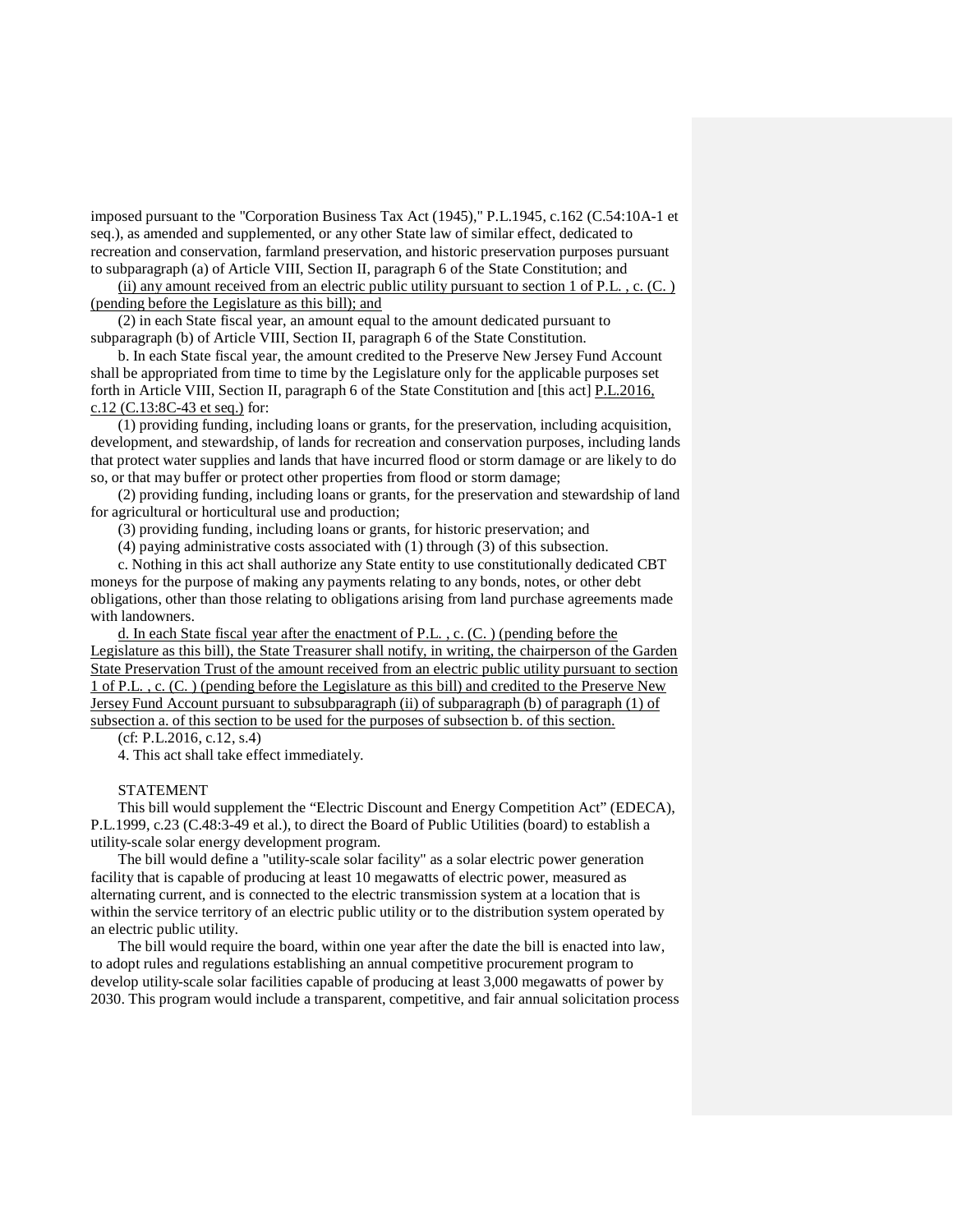imposed pursuant to the "Corporation Business Tax Act (1945)," P.L.1945, c.162 (C.54:10A-1 et seq.), as amended and supplemented, or any other State law of similar effect, dedicated to recreation and conservation, farmland preservation, and historic preservation purposes pursuant to subparagraph (a) of Article VIII, Section II, paragraph 6 of the State Constitution; and

(ii) any amount received from an electric public utility pursuant to section 1 of P.L. , c. (C. ) (pending before the Legislature as this bill); and

(2) in each State fiscal year, an amount equal to the amount dedicated pursuant to subparagraph (b) of Article VIII, Section II, paragraph 6 of the State Constitution.

b. In each State fiscal year, the amount credited to the Preserve New Jersey Fund Account shall be appropriated from time to time by the Legislature only for the applicable purposes set forth in Article VIII, Section II, paragraph 6 of the State Constitution and [this act] P.L.2016, c.12 (C.13:8C-43 et seq.) for:

(1) providing funding, including loans or grants, for the preservation, including acquisition, development, and stewardship, of lands for recreation and conservation purposes, including lands that protect water supplies and lands that have incurred flood or storm damage or are likely to do so, or that may buffer or protect other properties from flood or storm damage;

(2) providing funding, including loans or grants, for the preservation and stewardship of land for agricultural or horticultural use and production;

(3) providing funding, including loans or grants, for historic preservation; and

(4) paying administrative costs associated with (1) through (3) of this subsection.

c. Nothing in this act shall authorize any State entity to use constitutionally dedicated CBT moneys for the purpose of making any payments relating to any bonds, notes, or other debt obligations, other than those relating to obligations arising from land purchase agreements made with landowners.

d. In each State fiscal year after the enactment of P.L. , c. (C. ) (pending before the Legislature as this bill), the State Treasurer shall notify, in writing, the chairperson of the Garden State Preservation Trust of the amount received from an electric public utility pursuant to section 1 of P.L. , c. (C. ) (pending before the Legislature as this bill) and credited to the Preserve New Jersey Fund Account pursuant to subsubparagraph (ii) of subparagraph (b) of paragraph (1) of subsection a. of this section to be used for the purposes of subsection b. of this section.

(cf: P.L.2016, c.12, s.4)

4. This act shall take effect immediately.

STATEMENT

This bill would supplement the "Electric Discount and Energy Competition Act" (EDECA), P.L.1999, c.23 (C.48:3-49 et al.), to direct the Board of Public Utilities (board) to establish a utility-scale solar energy development program.

The bill would define a "utility-scale solar facility" as a solar electric power generation facility that is capable of producing at least 10 megawatts of electric power, measured as alternating current, and is connected to the electric transmission system at a location that is within the service territory of an electric public utility or to the distribution system operated by an electric public utility.

The bill would require the board, within one year after the date the bill is enacted into law, to adopt rules and regulations establishing an annual competitive procurement program to develop utility-scale solar facilities capable of producing at least 3,000 megawatts of power by 2030. This program would include a transparent, competitive, and fair annual solicitation process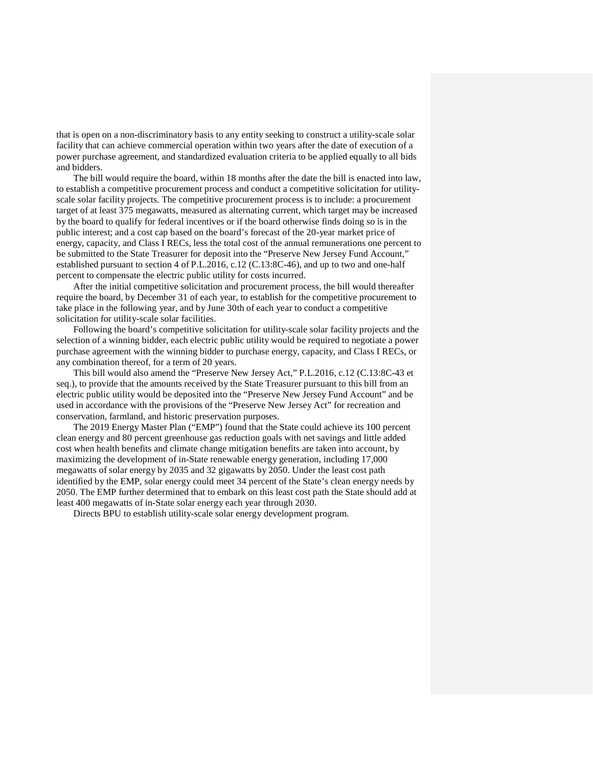that is open on a non-discriminatory basis to any entity seeking to construct a utility-scale solar facility that can achieve commercial operation within two years after the date of execution of a power purchase agreement, and standardized evaluation criteria to be applied equally to all bids and bidders.

The bill would require the board, within 18 months after the date the bill is enacted into law, to establish a competitive procurement process and conduct a competitive solicitation for utility-scale solar facility projects. The competitive procurement process is to include: a procurement target of at least 375 megawatts, measured as alternating current, which target may be increased by the board to qualify for federal incentives or if the board otherwise finds doing so is in the public interest; and a cost cap based on the board's forecast of the 20-year market price of energy, capacity, and Class I RECs, less the total cost of the annual remunerations one percent to be submitted to the State Treasurer for deposit into the "Preserve New Jersey Fund Account," established pursuant to section 4 of P.L.2016, c.12 (C.13:8C-46), and up to two and one-half percent to compensate the electric public utility for costs incurred.

After the initial competitive solicitation and procurement process, the bill would thereafter require the board, by December 31 of each year, to establish for the competitive procurement to take place in the following year, and by June 30th of each year to conduct a competitive solicitation for utility-scale solar facilities.

Following the board's competitive solicitation for utility-scale solar facility projects and the selection of a winning bidder, each electric public utility would be required to negotiate a power purchase agreement with the winning bidder to purchase energy, capacity, and Class I RECs, or any combination thereof, for a term of 20 years.

This bill would also amend the "Preserve New Jersey Act," P.L.2016, c.12 (C.13:8C-43 et seq.), to provide that the amounts received by the State Treasurer pursuant to this bill from an electric public utility would be deposited into the "Preserve New Jersey Fund Account" and be used in accordance with the provisions of the "Preserve New Jersey Act" for recreation and conservation, farmland, and historic preservation purposes.

The 2019 Energy Master Plan ("EMP") found that the State could achieve its 100 percent clean energy and 80 percent greenhouse gas reduction goals with net savings and little added cost when health benefits and climate change mitigation benefits are taken into account, by maximizing the development of in-State renewable energy generation, including 17,000 megawatts of solar energy by 2035 and 32 gigawatts by 2050. Under the least cost path identified by the EMP, solar energy could meet 34 percent of the State's clean energy needs by 2050. The EMP further determined that to embark on this least cost path the State should add at least 400 megawatts of in-State solar energy each year through 2030.

Directs BPU to establish utility-scale solar energy development program.